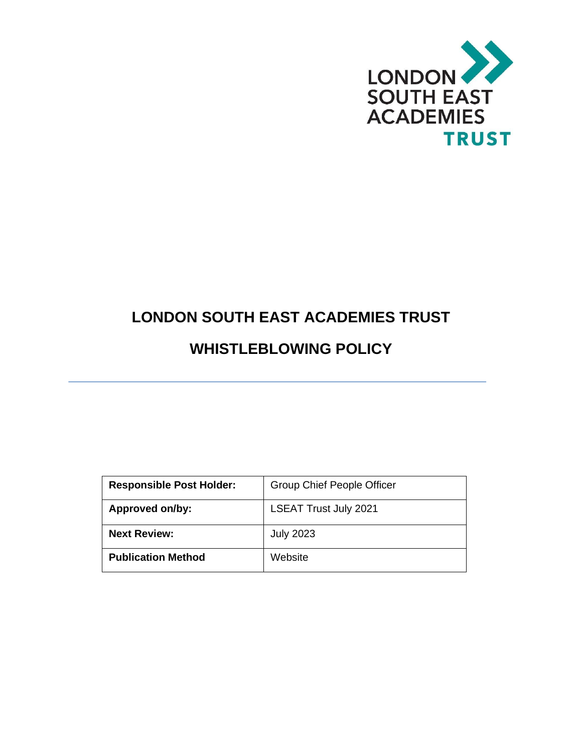LONDON SOUTH EAST ACADEMIES TRUST

# LONDON SOUTH EAST ACADEMIES TRUST

# WHISTLEBLOWING POLICY

---

| **Responsible Post Holder:** | Group Chief People Officer |
|---|---|
| **Approved on/by:** | LSEAT Trust July 2021 |
| **Next Review:** | July 2023 |
| **Publication Method** | Website |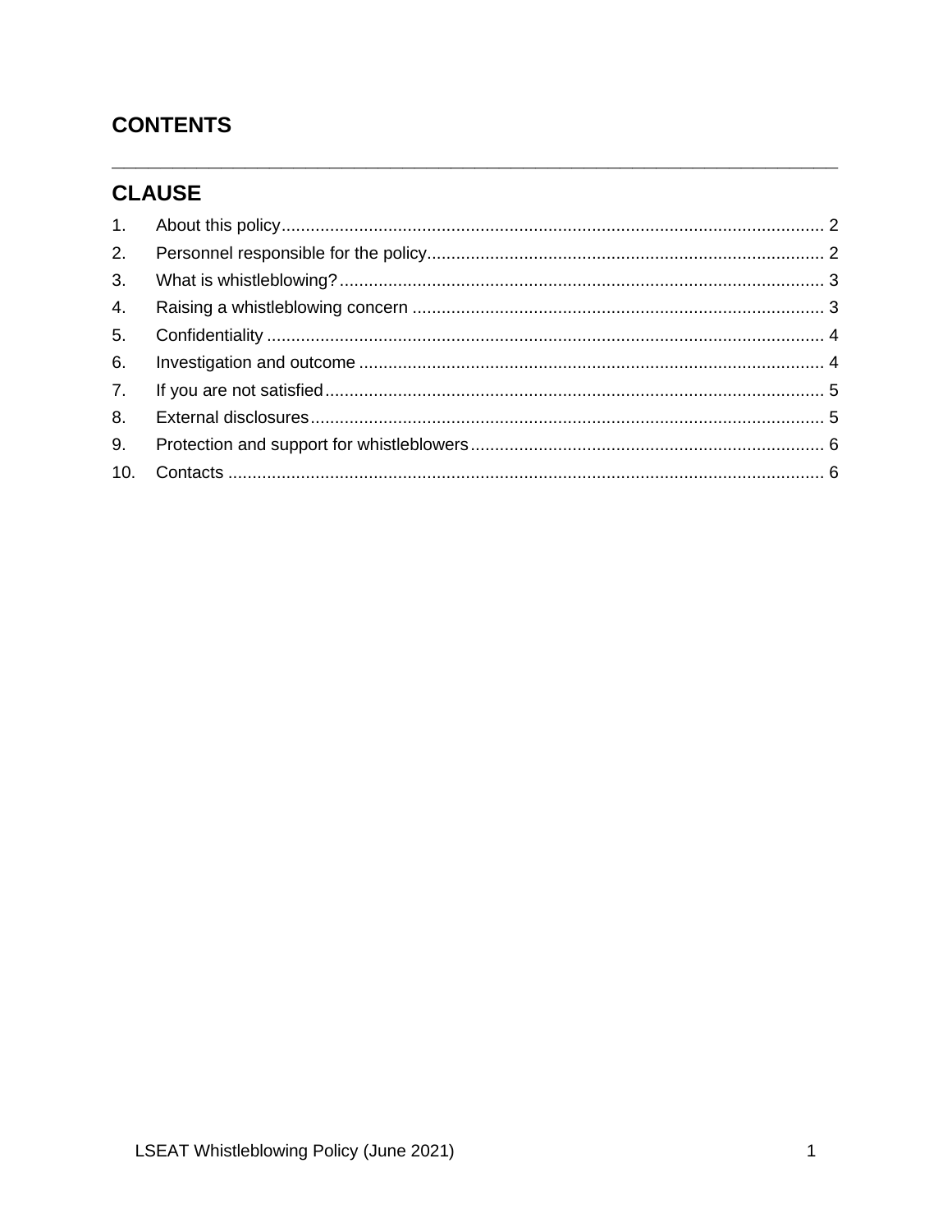## CONTENTS

---

## CLAUSE

1. About this policy ... 2
2. Personnel responsible for the policy ... 2
3. What is whistleblowing? ... 3
4. Raising a whistleblowing concern ... 3
5. Confidentiality ... 4
6. Investigation and outcome ... 4
7. If you are not satisfied ... 5
8. External disclosures ... 5
9. Protection and support for whistleblowers ... 6
10. Contacts ... 6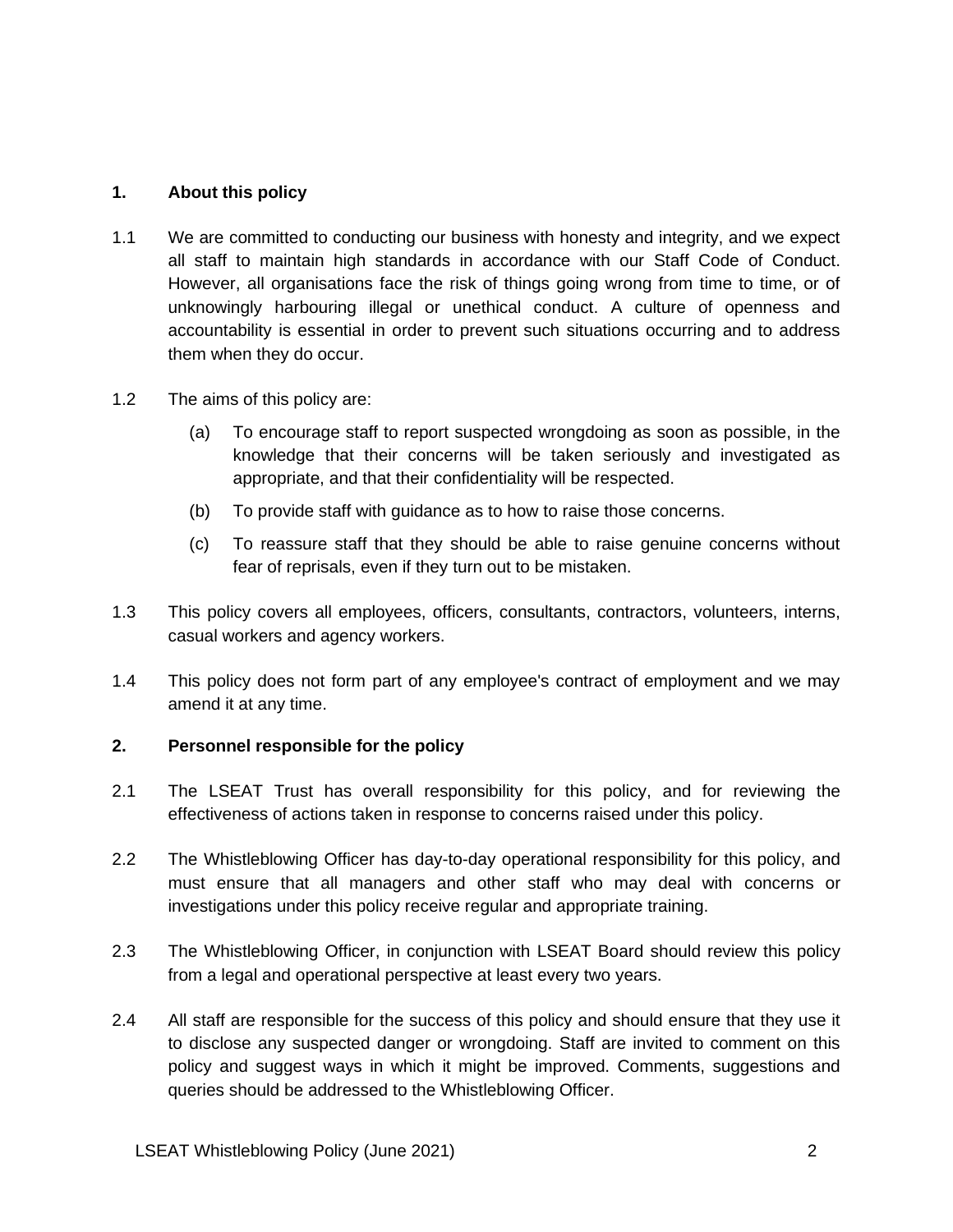## 1. About this policy

1.1 We are committed to conducting our business with honesty and integrity, and we expect all staff to maintain high standards in accordance with our Staff Code of Conduct. However, all organisations face the risk of things going wrong from time to time, or of unknowingly harbouring illegal or unethical conduct. A culture of openness and accountability is essential in order to prevent such situations occurring and to address them when they do occur.

1.2 The aims of this policy are:

(a) To encourage staff to report suspected wrongdoing as soon as possible, in the knowledge that their concerns will be taken seriously and investigated as appropriate, and that their confidentiality will be respected.

(b) To provide staff with guidance as to how to raise those concerns.

(c) To reassure staff that they should be able to raise genuine concerns without fear of reprisals, even if they turn out to be mistaken.

1.3 This policy covers all employees, officers, consultants, contractors, volunteers, interns, casual workers and agency workers.

1.4 This policy does not form part of any employee's contract of employment and we may amend it at any time.

## 2. Personnel responsible for the policy

2.1 The LSEAT Trust has overall responsibility for this policy, and for reviewing the effectiveness of actions taken in response to concerns raised under this policy.

2.2 The Whistleblowing Officer has day-to-day operational responsibility for this policy, and must ensure that all managers and other staff who may deal with concerns or investigations under this policy receive regular and appropriate training.

2.3 The Whistleblowing Officer, in conjunction with LSEAT Board should review this policy from a legal and operational perspective at least every two years.

2.4 All staff are responsible for the success of this policy and should ensure that they use it to disclose any suspected danger or wrongdoing. Staff are invited to comment on this policy and suggest ways in which it might be improved. Comments, suggestions and queries should be addressed to the Whistleblowing Officer.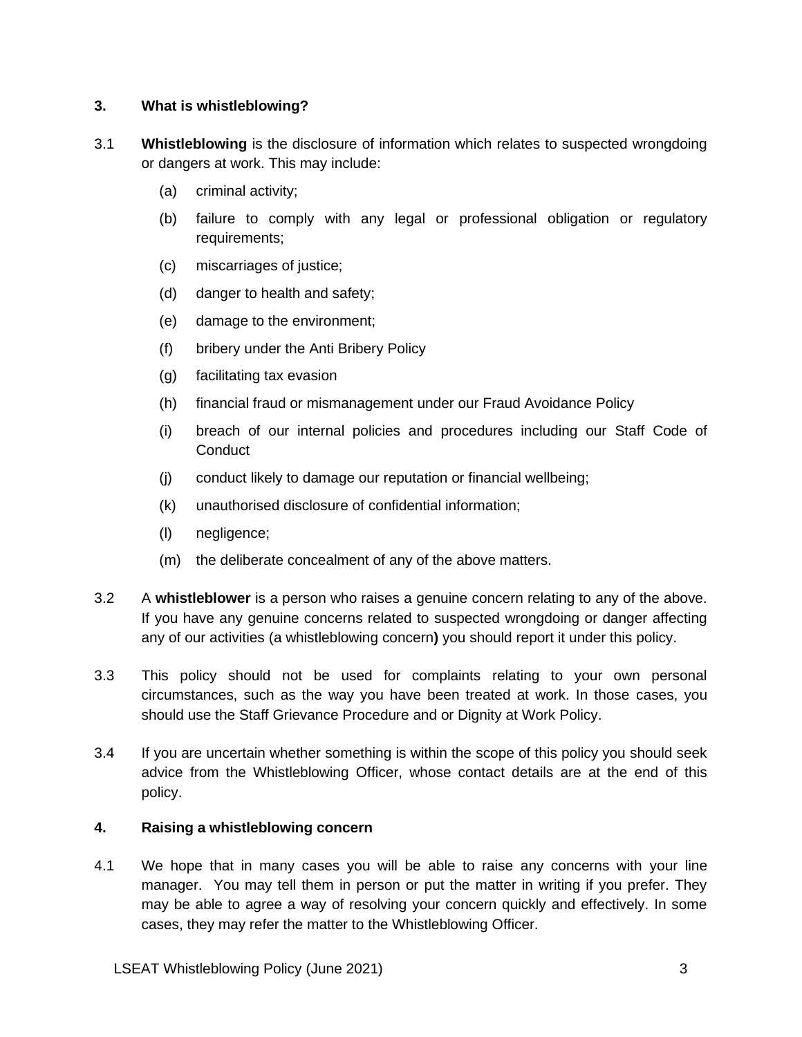## 3. What is whistleblowing?

3.1 **Whistleblowing** is the disclosure of information which relates to suspected wrongdoing or dangers at work. This may include:

(a) criminal activity;

(b) failure to comply with any legal or professional obligation or regulatory requirements;

(c) miscarriages of justice;

(d) danger to health and safety;

(e) damage to the environment;

(f) bribery under the Anti Bribery Policy

(g) facilitating tax evasion

(h) financial fraud or mismanagement under our Fraud Avoidance Policy

(i) breach of our internal policies and procedures including our Staff Code of Conduct

(j) conduct likely to damage our reputation or financial wellbeing;

(k) unauthorised disclosure of confidential information;

(l) negligence;

(m) the deliberate concealment of any of the above matters.

3.2 A **whistleblower** is a person who raises a genuine concern relating to any of the above. If you have any genuine concerns related to suspected wrongdoing or danger affecting any of our activities (a whistleblowing concern**)** you should report it under this policy.

3.3 This policy should not be used for complaints relating to your own personal circumstances, such as the way you have been treated at work. In those cases, you should use the Staff Grievance Procedure and or Dignity at Work Policy.

3.4 If you are uncertain whether something is within the scope of this policy you should seek advice from the Whistleblowing Officer, whose contact details are at the end of this policy.

## 4. Raising a whistleblowing concern

4.1 We hope that in many cases you will be able to raise any concerns with your line manager. You may tell them in person or put the matter in writing if you prefer. They may be able to agree a way of resolving your concern quickly and effectively. In some cases, they may refer the matter to the Whistleblowing Officer.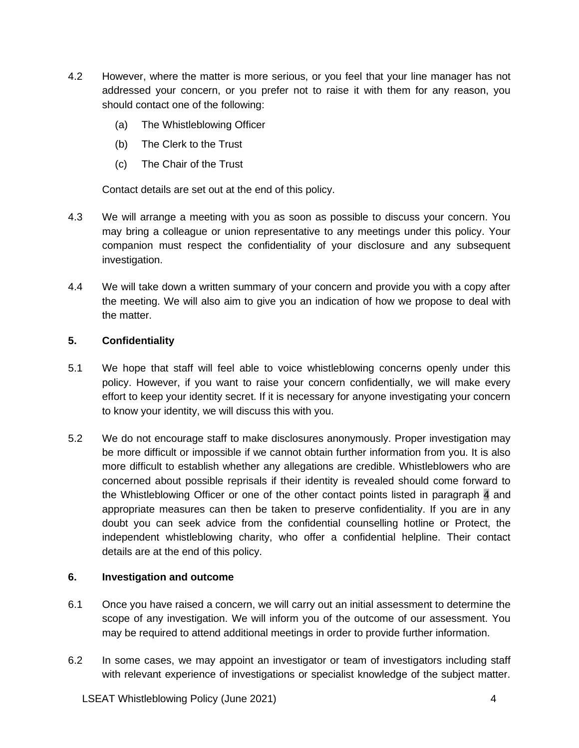4.2 However, where the matter is more serious, or you feel that your line manager has not addressed your concern, or you prefer not to raise it with them for any reason, you should contact one of the following:

(a) The Whistleblowing Officer

(b) The Clerk to the Trust

(c) The Chair of the Trust

Contact details are set out at the end of this policy.

4.3 We will arrange a meeting with you as soon as possible to discuss your concern. You may bring a colleague or union representative to any meetings under this policy. Your companion must respect the confidentiality of your disclosure and any subsequent investigation.

4.4 We will take down a written summary of your concern and provide you with a copy after the meeting. We will also aim to give you an indication of how we propose to deal with the matter.

**5. Confidentiality**

5.1 We hope that staff will feel able to voice whistleblowing concerns openly under this policy. However, if you want to raise your concern confidentially, we will make every effort to keep your identity secret. If it is necessary for anyone investigating your concern to know your identity, we will discuss this with you.

5.2 We do not encourage staff to make disclosures anonymously. Proper investigation may be more difficult or impossible if we cannot obtain further information from you. It is also more difficult to establish whether any allegations are credible. Whistleblowers who are concerned about possible reprisals if their identity is revealed should come forward to the Whistleblowing Officer or one of the other contact points listed in paragraph 4 and appropriate measures can then be taken to preserve confidentiality. If you are in any doubt you can seek advice from the confidential counselling hotline or Protect, the independent whistleblowing charity, who offer a confidential helpline. Their contact details are at the end of this policy.

**6. Investigation and outcome**

6.1 Once you have raised a concern, we will carry out an initial assessment to determine the scope of any investigation. We will inform you of the outcome of our assessment. You may be required to attend additional meetings in order to provide further information.

6.2 In some cases, we may appoint an investigator or team of investigators including staff with relevant experience of investigations or specialist knowledge of the subject matter.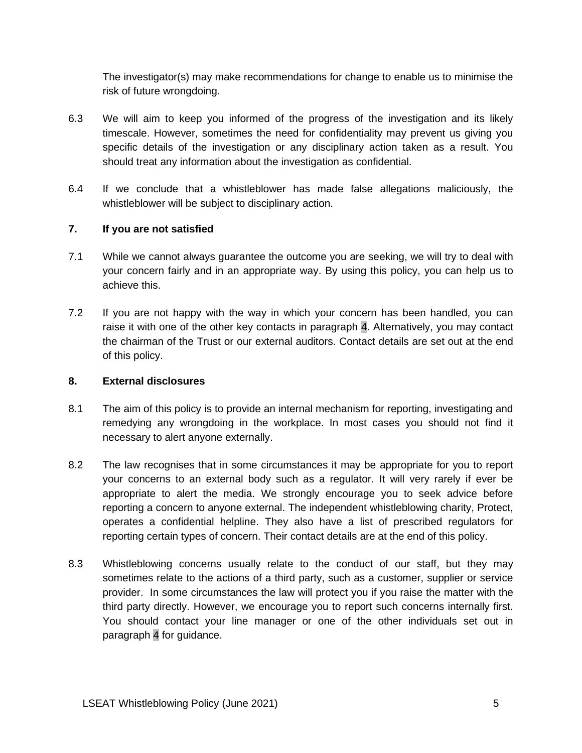The investigator(s) may make recommendations for change to enable us to minimise the risk of future wrongdoing.

6.3 We will aim to keep you informed of the progress of the investigation and its likely timescale. However, sometimes the need for confidentiality may prevent us giving you specific details of the investigation or any disciplinary action taken as a result. You should treat any information about the investigation as confidential.

6.4 If we conclude that a whistleblower has made false allegations maliciously, the whistleblower will be subject to disciplinary action.

## 7. If you are not satisfied

7.1 While we cannot always guarantee the outcome you are seeking, we will try to deal with your concern fairly and in an appropriate way. By using this policy, you can help us to achieve this.

7.2 If you are not happy with the way in which your concern has been handled, you can raise it with one of the other key contacts in paragraph 4. Alternatively, you may contact the chairman of the Trust or our external auditors. Contact details are set out at the end of this policy.

## 8. External disclosures

8.1 The aim of this policy is to provide an internal mechanism for reporting, investigating and remedying any wrongdoing in the workplace. In most cases you should not find it necessary to alert anyone externally.

8.2 The law recognises that in some circumstances it may be appropriate for you to report your concerns to an external body such as a regulator. It will very rarely if ever be appropriate to alert the media. We strongly encourage you to seek advice before reporting a concern to anyone external. The independent whistleblowing charity, Protect, operates a confidential helpline. They also have a list of prescribed regulators for reporting certain types of concern. Their contact details are at the end of this policy.

8.3 Whistleblowing concerns usually relate to the conduct of our staff, but they may sometimes relate to the actions of a third party, such as a customer, supplier or service provider. In some circumstances the law will protect you if you raise the matter with the third party directly. However, we encourage you to report such concerns internally first. You should contact your line manager or one of the other individuals set out in paragraph 4 for guidance.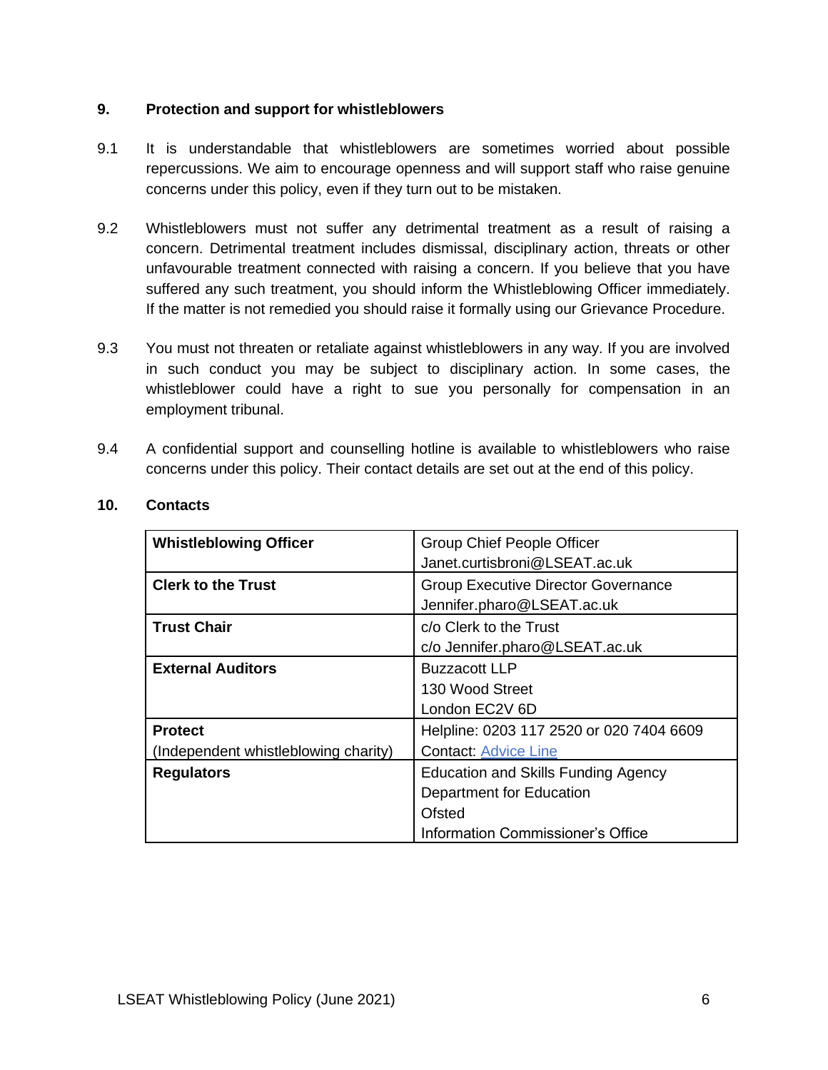## 9. Protection and support for whistleblowers

9.1 It is understandable that whistleblowers are sometimes worried about possible repercussions. We aim to encourage openness and will support staff who raise genuine concerns under this policy, even if they turn out to be mistaken.

9.2 Whistleblowers must not suffer any detrimental treatment as a result of raising a concern. Detrimental treatment includes dismissal, disciplinary action, threats or other unfavourable treatment connected with raising a concern. If you believe that you have suffered any such treatment, you should inform the Whistleblowing Officer immediately. If the matter is not remedied you should raise it formally using our Grievance Procedure.

9.3 You must not threaten or retaliate against whistleblowers in any way. If you are involved in such conduct you may be subject to disciplinary action. In some cases, the whistleblower could have a right to sue you personally for compensation in an employment tribunal.

9.4 A confidential support and counselling hotline is available to whistleblowers who raise concerns under this policy. Their contact details are set out at the end of this policy.

## 10. Contacts

| | |
|---|---|
| **Whistleblowing Officer** | Group Chief People Officer<br>Janet.curtisbroni@LSEAT.ac.uk |
| **Clerk to the Trust** | Group Executive Director Governance<br>Jennifer.pharo@LSEAT.ac.uk |
| **Trust Chair** | c/o Clerk to the Trust<br>c/o Jennifer.pharo@LSEAT.ac.uk |
| **External Auditors** | Buzzacott LLP<br>130 Wood Street<br>London EC2V 6D |
| **Protect**<br>(Independent whistleblowing charity) | Helpline: 0203 117 2520 or 020 7404 6609<br>Contact: Advice Line |
| **Regulators** | Education and Skills Funding Agency<br>Department for Education<br>Ofsted<br>Information Commissioner's Office |